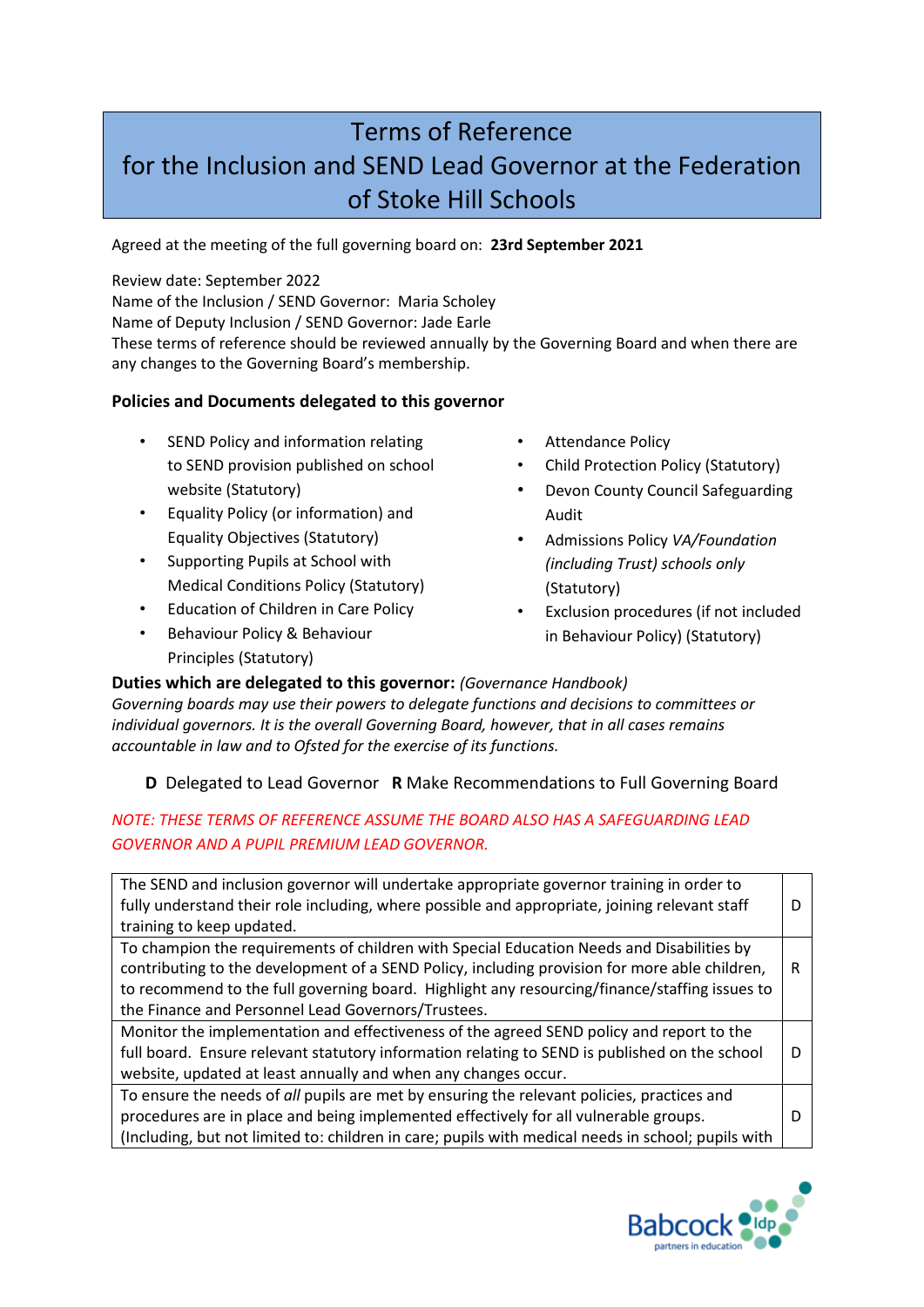# Terms of Reference for the Inclusion and SEND Lead Governor at the Federation of Stoke Hill Schools

Agreed at the meeting of the full governing board on: **23rd September 2021**

Review date: September 2022
Name of the Inclusion / SEND Governor: Maria Scholey
Name of Deputy Inclusion / SEND Governor: Jade Earle
These terms of reference should be reviewed annually by the Governing Board and when there are any changes to the Governing Board's membership.

### Policies and Documents delegated to this governor

- SEND Policy and information relating to SEND provision published on school website (Statutory)
- Equality Policy (or information) and Equality Objectives (Statutory)
- Supporting Pupils at School with Medical Conditions Policy (Statutory)
- Education of Children in Care Policy
- Behaviour Policy & Behaviour Principles (Statutory)
- Attendance Policy
- Child Protection Policy (Statutory)
- Devon County Council Safeguarding Audit
- Admissions Policy *VA/Foundation (including Trust) schools only* (Statutory)
- Exclusion procedures (if not included in Behaviour Policy) (Statutory)

**Duties which are delegated to this governor:** *(Governance Handbook)*
*Governing boards may use their powers to delegate functions and decisions to committees or individual governors. It is the overall Governing Board, however, that in all cases remains accountable in law and to Ofsted for the exercise of its functions.*

**D** Delegated to Lead Governor **R** Make Recommendations to Full Governing Board

*NOTE: THESE TERMS OF REFERENCE ASSUME THE BOARD ALSO HAS A SAFEGUARDING LEAD GOVERNOR AND A PUPIL PREMIUM LEAD GOVERNOR.*

| Duty | |
|---|---|
| The SEND and inclusion governor will undertake appropriate governor training in order to fully understand their role including, where possible and appropriate, joining relevant staff training to keep updated. | D |
| To champion the requirements of children with Special Education Needs and Disabilities by contributing to the development of a SEND Policy, including provision for more able children, to recommend to the full governing board. Highlight any resourcing/finance/staffing issues to the Finance and Personnel Lead Governors/Trustees. | R |
| Monitor the implementation and effectiveness of the agreed SEND policy and report to the full board. Ensure relevant statutory information relating to SEND is published on the school website, updated at least annually and when any changes occur. | D |
| To ensure the needs of *all* pupils are met by ensuring the relevant policies, practices and procedures are in place and being implemented effectively for all vulnerable groups. (Including, but not limited to: children in care; pupils with medical needs in school; pupils with | D |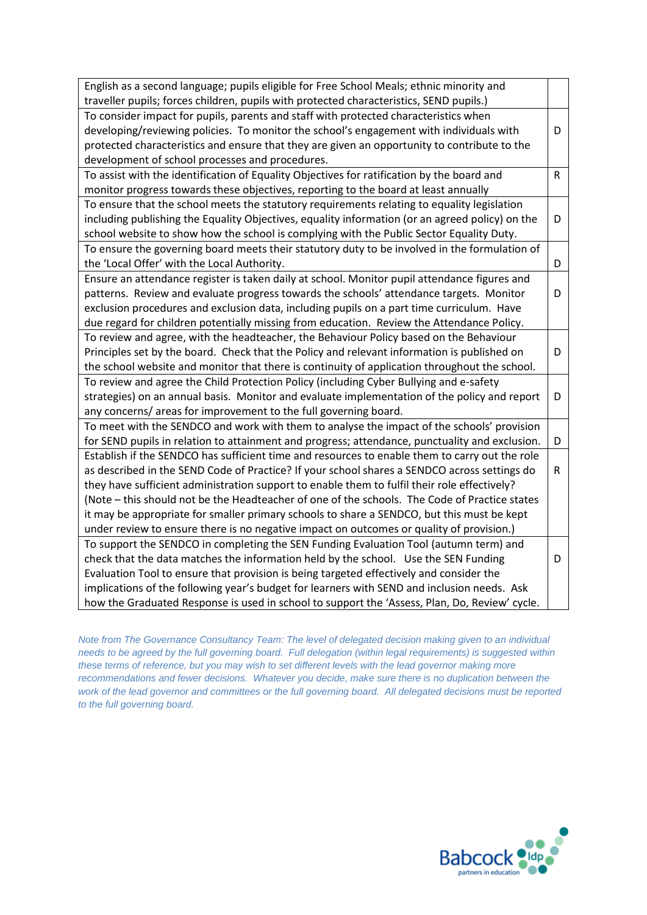| | |
|---|---|
| English as a second language; pupils eligible for Free School Meals; ethnic minority and traveller pupils; forces children, pupils with protected characteristics, SEND pupils.) | |
| To consider impact for pupils, parents and staff with protected characteristics when developing/reviewing policies. To monitor the school's engagement with individuals with protected characteristics and ensure that they are given an opportunity to contribute to the development of school processes and procedures. | D |
| To assist with the identification of Equality Objectives for ratification by the board and monitor progress towards these objectives, reporting to the board at least annually | R |
| To ensure that the school meets the statutory requirements relating to equality legislation including publishing the Equality Objectives, equality information (or an agreed policy) on the school website to show how the school is complying with the Public Sector Equality Duty. | D |
| To ensure the governing board meets their statutory duty to be involved in the formulation of the 'Local Offer' with the Local Authority. | D |
| Ensure an attendance register is taken daily at school. Monitor pupil attendance figures and patterns. Review and evaluate progress towards the schools' attendance targets. Monitor exclusion procedures and exclusion data, including pupils on a part time curriculum. Have due regard for children potentially missing from education. Review the Attendance Policy. | D |
| To review and agree, with the headteacher, the Behaviour Policy based on the Behaviour Principles set by the board. Check that the Policy and relevant information is published on the school website and monitor that there is continuity of application throughout the school. | D |
| To review and agree the Child Protection Policy (including Cyber Bullying and e-safety strategies) on an annual basis. Monitor and evaluate implementation of the policy and report any concerns/ areas for improvement to the full governing board. | D |
| To meet with the SENDCO and work with them to analyse the impact of the schools' provision for SEND pupils in relation to attainment and progress; attendance, punctuality and exclusion. | D |
| Establish if the SENDCO has sufficient time and resources to enable them to carry out the role as described in the SEND Code of Practice? If your school shares a SENDCO across settings do they have sufficient administration support to enable them to fulfil their role effectively? (Note – this should not be the Headteacher of one of the schools. The Code of Practice states it may be appropriate for smaller primary schools to share a SENDCO, but this must be kept under review to ensure there is no negative impact on outcomes or quality of provision.) | R |
| To support the SENDCO in completing the SEN Funding Evaluation Tool (autumn term) and check that the data matches the information held by the school. Use the SEN Funding Evaluation Tool to ensure that provision is being targeted effectively and consider the implications of the following year's budget for learners with SEND and inclusion needs. Ask how the Graduated Response is used in school to support the 'Assess, Plan, Do, Review' cycle. | D |

*Note from The Governance Consultancy Team: The level of delegated decision making given to an individual needs to be agreed by the full governing board. Full delegation (within legal requirements) is suggested within these terms of reference, but you may wish to set different levels with the lead governor making more recommendations and fewer decisions. Whatever you decide, make sure there is no duplication between the work of the lead governor and committees or the full governing board. All delegated decisions must be reported to the full governing board.*